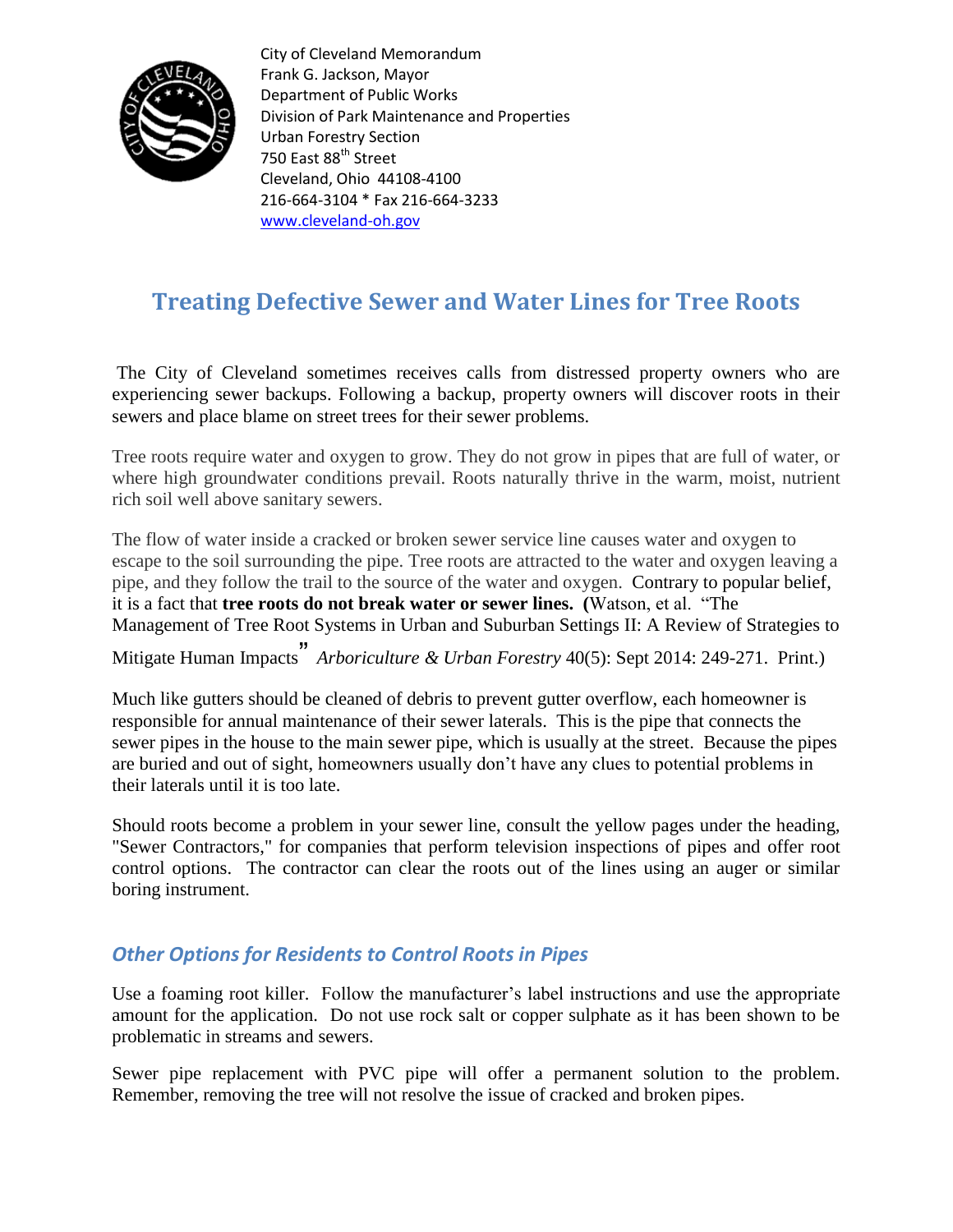City of Cleveland Memorandum
Frank G. Jackson, Mayor
Department of Public Works
Division of Park Maintenance and Properties
Urban Forestry Section
750 East 88th Street
Cleveland, Ohio 44108-4100
216-664-3104 * Fax 216-664-3233
www.cleveland-oh.gov

# Treating Defective Sewer and Water Lines for Tree Roots

The City of Cleveland sometimes receives calls from distressed property owners who are experiencing sewer backups. Following a backup, property owners will discover roots in their sewers and place blame on street trees for their sewer problems.

Tree roots require water and oxygen to grow. They do not grow in pipes that are full of water, or where high groundwater conditions prevail. Roots naturally thrive in the warm, moist, nutrient rich soil well above sanitary sewers.

The flow of water inside a cracked or broken sewer service line causes water and oxygen to escape to the soil surrounding the pipe. Tree roots are attracted to the water and oxygen leaving a pipe, and they follow the trail to the source of the water and oxygen. Contrary to popular belief, it is a fact that **tree roots do not break water or sewer lines. (**Watson, et al. "The Management of Tree Root Systems in Urban and Suburban Settings II: A Review of Strategies to Mitigate Human Impacts" *Arboriculture & Urban Forestry* 40(5): Sept 2014: 249-271. Print.)

Much like gutters should be cleaned of debris to prevent gutter overflow, each homeowner is responsible for annual maintenance of their sewer laterals. This is the pipe that connects the sewer pipes in the house to the main sewer pipe, which is usually at the street. Because the pipes are buried and out of sight, homeowners usually don't have any clues to potential problems in their laterals until it is too late.

Should roots become a problem in your sewer line, consult the yellow pages under the heading, "Sewer Contractors," for companies that perform television inspections of pipes and offer root control options. The contractor can clear the roots out of the lines using an auger or similar boring instrument.

## *Other Options for Residents to Control Roots in Pipes*

Use a foaming root killer. Follow the manufacturer's label instructions and use the appropriate amount for the application. Do not use rock salt or copper sulphate as it has been shown to be problematic in streams and sewers.

Sewer pipe replacement with PVC pipe will offer a permanent solution to the problem. Remember, removing the tree will not resolve the issue of cracked and broken pipes.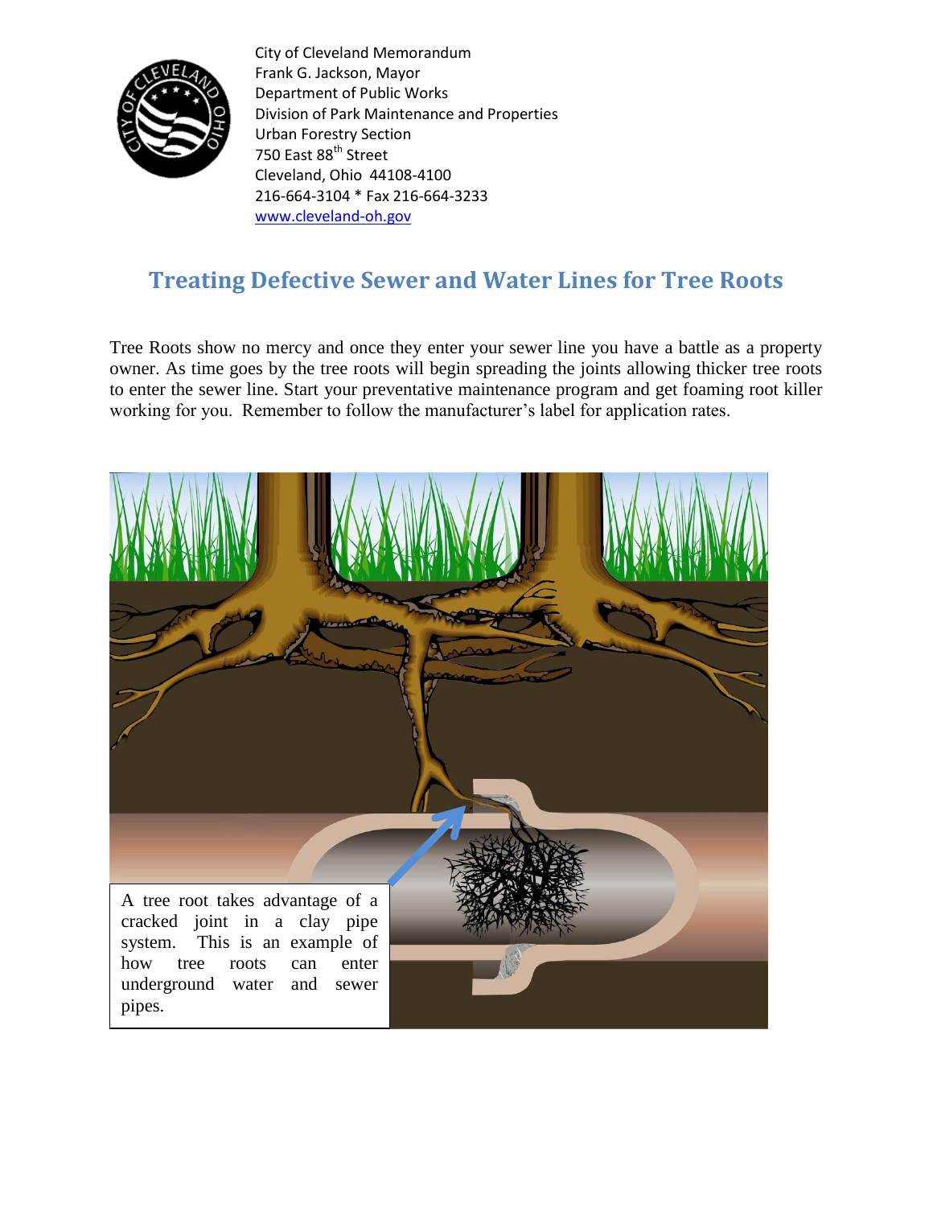City of Cleveland Memorandum
Frank G. Jackson, Mayor
Department of Public Works
Division of Park Maintenance and Properties
Urban Forestry Section
750 East 88th Street
Cleveland, Ohio 44108-4100
216-664-3104 * Fax 216-664-3233
www.cleveland-oh.gov

## Treating Defective Sewer and Water Lines for Tree Roots

Tree Roots show no mercy and once they enter your sewer line you have a battle as a property owner. As time goes by the tree roots will begin spreading the joints allowing thicker tree roots to enter the sewer line. Start your preventative maintenance program and get foaming root killer working for you. Remember to follow the manufacturer's label for application rates.

A tree root takes advantage of a cracked joint in a clay pipe system. This is an example of how tree roots can enter underground water and sewer pipes.